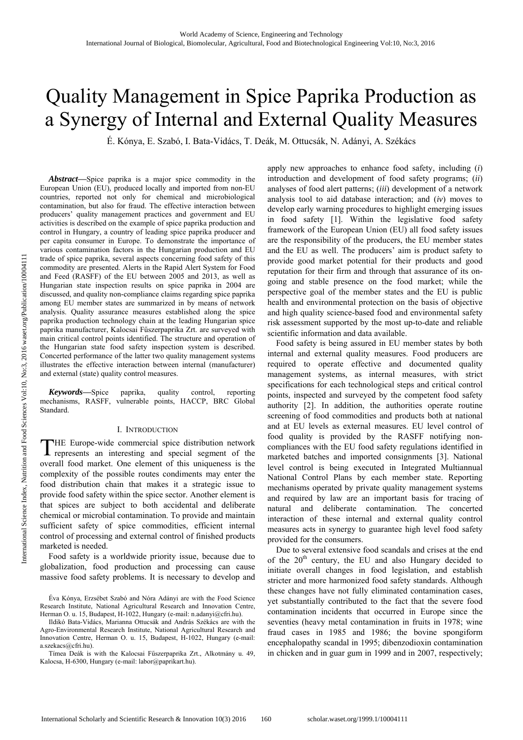# Quality Management in Spice Paprika Production as a Synergy of Internal and External Quality Measures

É. Kónya, E. Szabó, I. Bata-Vidács, T. Deák, M. Ottucsák, N. Adányi, A. Székács

***Abstract*—Spice paprika is a major spice commodity in the European Union (EU), produced locally and imported from non-EU countries, reported not only for chemical and microbiological contamination, but also for fraud. The effective interaction between producers' quality management practices and government and EU activities is described on the example of spice paprika production and control in Hungary, a country of leading spice paprika producer and per capita consumer in Europe. To demonstrate the importance of various contamination factors in the Hungarian production and EU trade of spice paprika, several aspects concerning food safety of this commodity are presented. Alerts in the Rapid Alert System for Food and Feed (RASFF) of the EU between 2005 and 2013, as well as Hungarian state inspection results on spice paprika in 2004 are discussed, and quality non-compliance claims regarding spice paprika among EU member states are summarized in by means of network analysis. Quality assurance measures established along the spice paprika production technology chain at the leading Hungarian spice paprika manufacturer, Kalocsai Fűszerpaprika Zrt. are surveyed with main critical control points identified. The structure and operation of the Hungarian state food safety inspection system is described. Concerted performance of the latter two quality management systems illustrates the effective interaction between internal (manufacturer) and external (state) quality control measures.**

***Keywords*—Spice paprika, quality control, reporting mechanisms, RASFF, vulnerable points, HACCP, BRC Global Standard.**

## I. Introduction

THE Europe-wide commercial spice distribution network represents an interesting and special segment of the overall food market. One element of this uniqueness is the complexity of the possible routes condiments may enter the food distribution chain that makes it a strategic issue to provide food safety within the spice sector. Another element is that spices are subject to both accidental and deliberate chemical or microbial contamination. To provide and maintain sufficient safety of spice commodities, efficient internal control of processing and external control of finished products marketed is needed.

Food safety is a worldwide priority issue, because due to globalization, food production and processing can cause massive food safety problems. It is necessary to develop and apply new approaches to enhance food safety, including (*i*) introduction and development of food safety programs; (*ii*) analyses of food alert patterns; (*iii*) development of a network analysis tool to aid database interaction; and (*iv*) moves to develop early warning procedures to highlight emerging issues in food safety [1]. Within the legislative food safety framework of the European Union (EU) all food safety issues are the responsibility of the producers, the EU member states and the EU as well. The producers' aim is product safety to provide good market potential for their products and good reputation for their firm and through that assurance of its on-going and stable presence on the food market; while the perspective goal of the member states and the EU is public health and environmental protection on the basis of objective and high quality science-based food and environmental safety risk assessment supported by the most up-to-date and reliable scientific information and data available.

Food safety is being assured in EU member states by both internal and external quality measures. Food producers are required to operate effective and documented quality management systems, as internal measures, with strict specifications for each technological steps and critical control points, inspected and surveyed by the competent food safety authority [2]. In addition, the authorities operate routine screening of food commodities and products both at national and at EU levels as external measures. EU level control of food quality is provided by the RASFF notifying non-compliances with the EU food safety regulations identified in marketed batches and imported consignments [3]. National level control is being executed in Integrated Multiannual National Control Plans by each member state. Reporting mechanisms operated by private quality management systems and required by law are an important basis for tracing of natural and deliberate contamination. The concerted interaction of these internal and external quality control measures acts in synergy to guarantee high level food safety provided for the consumers.

Due to several extensive food scandals and crises at the end of the 20th century, the EU and also Hungary decided to initiate overall changes in food legislation, and establish stricter and more harmonized food safety standards. Although these changes have not fully eliminated contamination cases, yet substantially contributed to the fact that the severe food contamination incidents that occurred in Europe since the seventies (heavy metal contamination in fruits in 1978; wine fraud cases in 1985 and 1986; the bovine spongiform encephalopathy scandal in 1995; dibenzodioxin contamination in chicken and in guar gum in 1999 and in 2007, respectively;

Éva Kónya, Erzsébet Szabó and Nóra Adányi are with the Food Science Research Institute, National Agricultural Research and Innovation Centre, Herman O. u. 15, Budapest, H-1022, Hungary (e-mail: n.adanyi@cfri.hu).

Ildikó Bata-Vidács, Marianna Ottucsák and András Székács are with the Agro-Environmental Research Institute, National Agricultural Research and Innovation Centre, Herman O. u. 15, Budapest, H-1022, Hungary (e-mail: a.szekacs@cfri.hu).

Tímea Deák is with the Kalocsai Fűszerpaprika Zrt., Alkotmány u. 49, Kalocsa, H-6300, Hungary (e-mail: labor@paprikart.hu).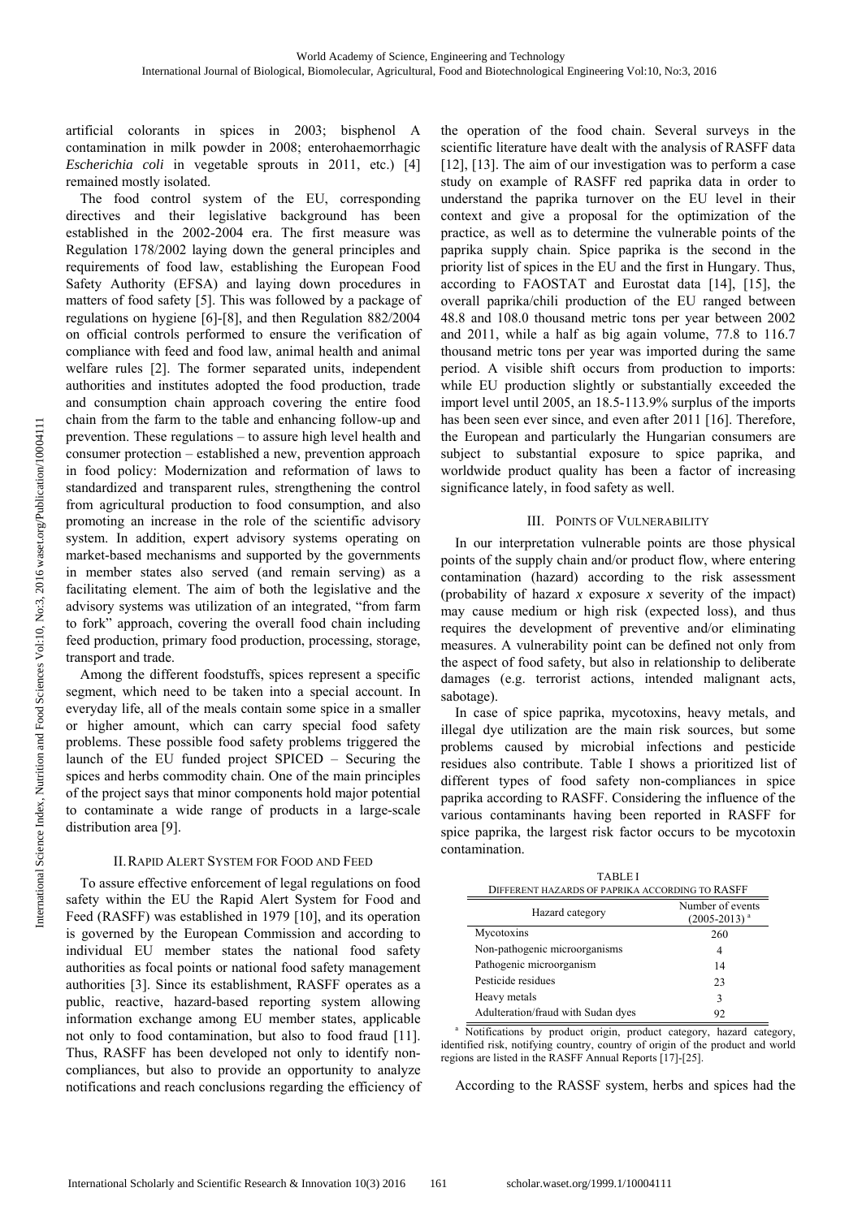artificial colorants in spices in 2003; bisphenol A contamination in milk powder in 2008; enterohaemorrhagic *Escherichia coli* in vegetable sprouts in 2011, etc.) [4] remained mostly isolated.

The food control system of the EU, corresponding directives and their legislative background has been established in the 2002-2004 era. The first measure was Regulation 178/2002 laying down the general principles and requirements of food law, establishing the European Food Safety Authority (EFSA) and laying down procedures in matters of food safety [5]. This was followed by a package of regulations on hygiene [6]-[8], and then Regulation 882/2004 on official controls performed to ensure the verification of compliance with feed and food law, animal health and animal welfare rules [2]. The former separated units, independent authorities and institutes adopted the food production, trade and consumption chain approach covering the entire food chain from the farm to the table and enhancing follow-up and prevention. These regulations – to assure high level health and consumer protection – established a new, prevention approach in food policy: Modernization and reformation of laws to standardized and transparent rules, strengthening the control from agricultural production to food consumption, and also promoting an increase in the role of the scientific advisory system. In addition, expert advisory systems operating on market-based mechanisms and supported by the governments in member states also served (and remain serving) as a facilitating element. The aim of both the legislative and the advisory systems was utilization of an integrated, "from farm to fork" approach, covering the overall food chain including feed production, primary food production, processing, storage, transport and trade.

Among the different foodstuffs, spices represent a specific segment, which need to be taken into a special account. In everyday life, all of the meals contain some spice in a smaller or higher amount, which can carry special food safety problems. These possible food safety problems triggered the launch of the EU funded project SPICED – Securing the spices and herbs commodity chain. One of the main principles of the project says that minor components hold major potential to contaminate a wide range of products in a large-scale distribution area [9].

## II. Rapid Alert System for Food and Feed

To assure effective enforcement of legal regulations on food safety within the EU the Rapid Alert System for Food and Feed (RASFF) was established in 1979 [10], and its operation is governed by the European Commission and according to individual EU member states the national food safety authorities as focal points or national food safety management authorities [3]. Since its establishment, RASFF operates as a public, reactive, hazard-based reporting system allowing information exchange among EU member states, applicable not only to food contamination, but also to food fraud [11]. Thus, RASFF has been developed not only to identify non-compliances, but also to provide an opportunity to analyze notifications and reach conclusions regarding the efficiency of the operation of the food chain. Several surveys in the scientific literature have dealt with the analysis of RASFF data [12], [13]. The aim of our investigation was to perform a case study on example of RASFF red paprika data in order to understand the paprika turnover on the EU level in their context and give a proposal for the optimization of the practice, as well as to determine the vulnerable points of the paprika supply chain. Spice paprika is the second in the priority list of spices in the EU and the first in Hungary. Thus, according to FAOSTAT and Eurostat data [14], [15], the overall paprika/chili production of the EU ranged between 48.8 and 108.0 thousand metric tons per year between 2002 and 2011, while a half as big again volume, 77.8 to 116.7 thousand metric tons per year was imported during the same period. A visible shift occurs from production to imports: while EU production slightly or substantially exceeded the import level until 2005, an 18.5-113.9% surplus of the imports has been seen ever since, and even after 2011 [16]. Therefore, the European and particularly the Hungarian consumers are subject to substantial exposure to spice paprika, and worldwide product quality has been a factor of increasing significance lately, in food safety as well.

## III. Points of Vulnerability

In our interpretation vulnerable points are those physical points of the supply chain and/or product flow, where entering contamination (hazard) according to the risk assessment (probability of hazard *x* exposure *x* severity of the impact) may cause medium or high risk (expected loss), and thus requires the development of preventive and/or eliminating measures. A vulnerability point can be defined not only from the aspect of food safety, but also in relationship to deliberate damages (e.g. terrorist actions, intended malignant acts, sabotage).

In case of spice paprika, mycotoxins, heavy metals, and illegal dye utilization are the main risk sources, but some problems caused by microbial infections and pesticide residues also contribute. Table I shows a prioritized list of different types of food safety non-compliances in spice paprika according to RASFF. Considering the influence of the various contaminants having been reported in RASFF for spice paprika, the largest risk factor occurs to be mycotoxin contamination.

TABLE I
DIFFERENT HAZARDS OF PAPRIKA ACCORDING TO RASFF

| Hazard category | Number of events (2005-2013) [a] |
|---|---|
| Mycotoxins | 260 |
| Non-pathogenic microorganisms | 4 |
| Pathogenic microorganism | 14 |
| Pesticide residues | 23 |
| Heavy metals | 3 |
| Adulteration/fraud with Sudan dyes | 92 |

[a] Notifications by product origin, product category, hazard category, identified risk, notifying country, country of origin of the product and world regions are listed in the RASFF Annual Reports [17]-[25].

According to the RASSF system, herbs and spices had the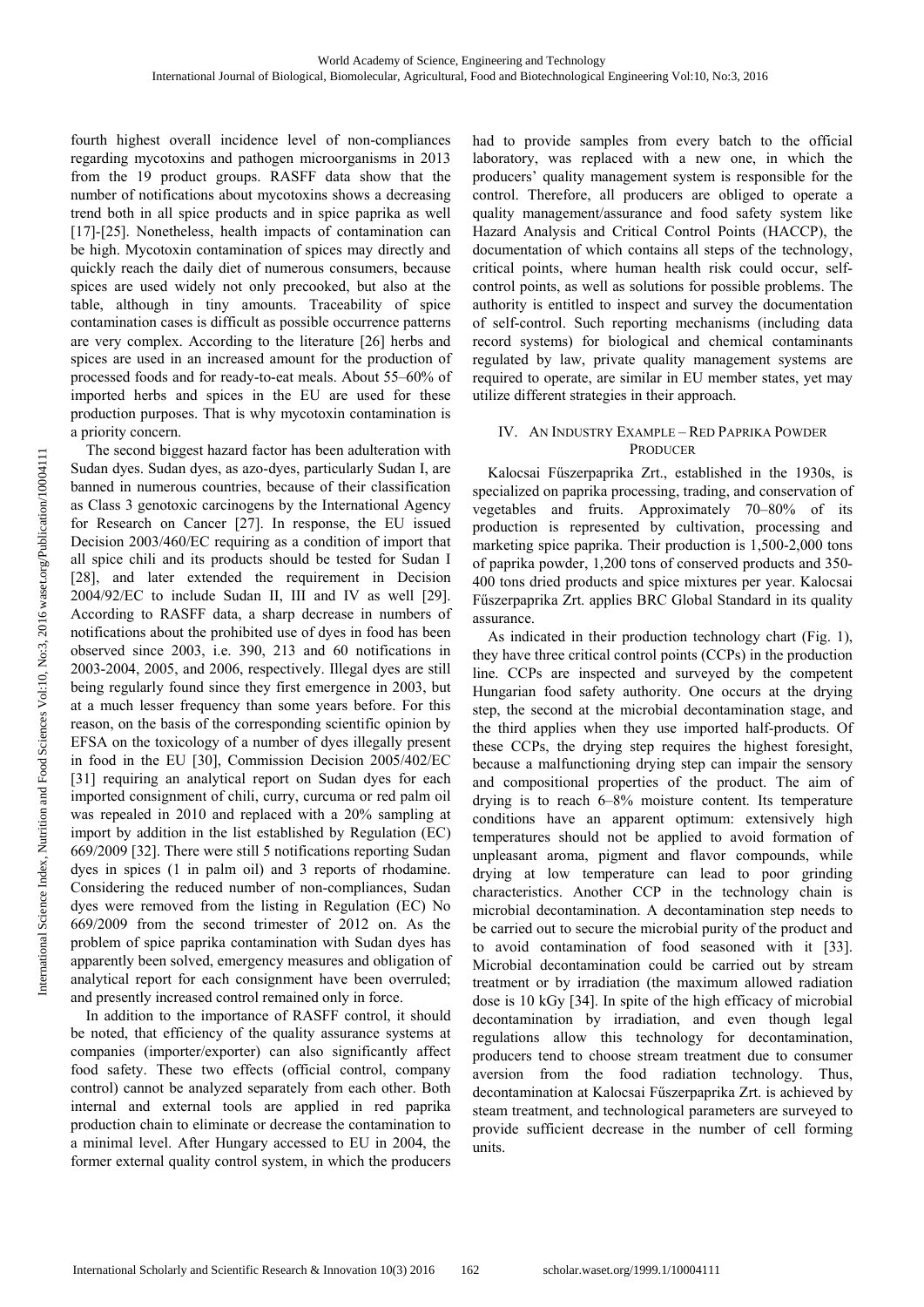fourth highest overall incidence level of non-compliances regarding mycotoxins and pathogen microorganisms in 2013 from the 19 product groups. RASFF data show that the number of notifications about mycotoxins shows a decreasing trend both in all spice products and in spice paprika as well [17]-[25]. Nonetheless, health impacts of contamination can be high. Mycotoxin contamination of spices may directly and quickly reach the daily diet of numerous consumers, because spices are used widely not only precooked, but also at the table, although in tiny amounts. Traceability of spice contamination cases is difficult as possible occurrence patterns are very complex. According to the literature [26] herbs and spices are used in an increased amount for the production of processed foods and for ready-to-eat meals. About 55–60% of imported herbs and spices in the EU are used for these production purposes. That is why mycotoxin contamination is a priority concern.

The second biggest hazard factor has been adulteration with Sudan dyes. Sudan dyes, as azo-dyes, particularly Sudan I, are banned in numerous countries, because of their classification as Class 3 genotoxic carcinogens by the International Agency for Research on Cancer [27]. In response, the EU issued Decision 2003/460/EC requiring as a condition of import that all spice chili and its products should be tested for Sudan I [28], and later extended the requirement in Decision 2004/92/EC to include Sudan II, III and IV as well [29]. According to RASFF data, a sharp decrease in numbers of notifications about the prohibited use of dyes in food has been observed since 2003, i.e. 390, 213 and 60 notifications in 2003-2004, 2005, and 2006, respectively. Illegal dyes are still being regularly found since they first emergence in 2003, but at a much lesser frequency than some years before. For this reason, on the basis of the corresponding scientific opinion by EFSA on the toxicology of a number of dyes illegally present in food in the EU [30], Commission Decision 2005/402/EC [31] requiring an analytical report on Sudan dyes for each imported consignment of chili, curry, curcuma or red palm oil was repealed in 2010 and replaced with a 20% sampling at import by addition in the list established by Regulation (EC) 669/2009 [32]. There were still 5 notifications reporting Sudan dyes in spices (1 in palm oil) and 3 reports of rhodamine. Considering the reduced number of non-compliances, Sudan dyes were removed from the listing in Regulation (EC) No 669/2009 from the second trimester of 2012 on. As the problem of spice paprika contamination with Sudan dyes has apparently been solved, emergency measures and obligation of analytical report for each consignment have been overruled; and presently increased control remained only in force.

In addition to the importance of RASFF control, it should be noted, that efficiency of the quality assurance systems at companies (importer/exporter) can also significantly affect food safety. These two effects (official control, company control) cannot be analyzed separately from each other. Both internal and external tools are applied in red paprika production chain to eliminate or decrease the contamination to a minimal level. After Hungary accessed to EU in 2004, the former external quality control system, in which the producers had to provide samples from every batch to the official laboratory, was replaced with a new one, in which the producers' quality management system is responsible for the control. Therefore, all producers are obliged to operate a quality management/assurance and food safety system like Hazard Analysis and Critical Control Points (HACCP), the documentation of which contains all steps of the technology, critical points, where human health risk could occur, self-control points, as well as solutions for possible problems. The authority is entitled to inspect and survey the documentation of self-control. Such reporting mechanisms (including data record systems) for biological and chemical contaminants regulated by law, private quality management systems are required to operate, are similar in EU member states, yet may utilize different strategies in their approach.

## IV. An Industry Example – Red Paprika Powder Producer

Kalocsai Fűszerpaprika Zrt., established in the 1930s, is specialized on paprika processing, trading, and conservation of vegetables and fruits. Approximately 70–80% of its production is represented by cultivation, processing and marketing spice paprika. Their production is 1,500-2,000 tons of paprika powder, 1,200 tons of conserved products and 350-400 tons dried products and spice mixtures per year. Kalocsai Fűszerpaprika Zrt. applies BRC Global Standard in its quality assurance.

As indicated in their production technology chart (Fig. 1), they have three critical control points (CCPs) in the production line. CCPs are inspected and surveyed by the competent Hungarian food safety authority. One occurs at the drying step, the second at the microbial decontamination stage, and the third applies when they use imported half-products. Of these CCPs, the drying step requires the highest foresight, because a malfunctioning drying step can impair the sensory and compositional properties of the product. The aim of drying is to reach 6–8% moisture content. Its temperature conditions have an apparent optimum: extensively high temperatures should not be applied to avoid formation of unpleasant aroma, pigment and flavor compounds, while drying at low temperature can lead to poor grinding characteristics. Another CCP in the technology chain is microbial decontamination. A decontamination step needs to be carried out to secure the microbial purity of the product and to avoid contamination of food seasoned with it [33]. Microbial decontamination could be carried out by stream treatment or by irradiation (the maximum allowed radiation dose is 10 kGy [34]. In spite of the high efficacy of microbial decontamination by irradiation, and even though legal regulations allow this technology for decontamination, producers tend to choose stream treatment due to consumer aversion from the food radiation technology. Thus, decontamination at Kalocsai Fűszerpaprika Zrt. is achieved by steam treatment, and technological parameters are surveyed to provide sufficient decrease in the number of cell forming units.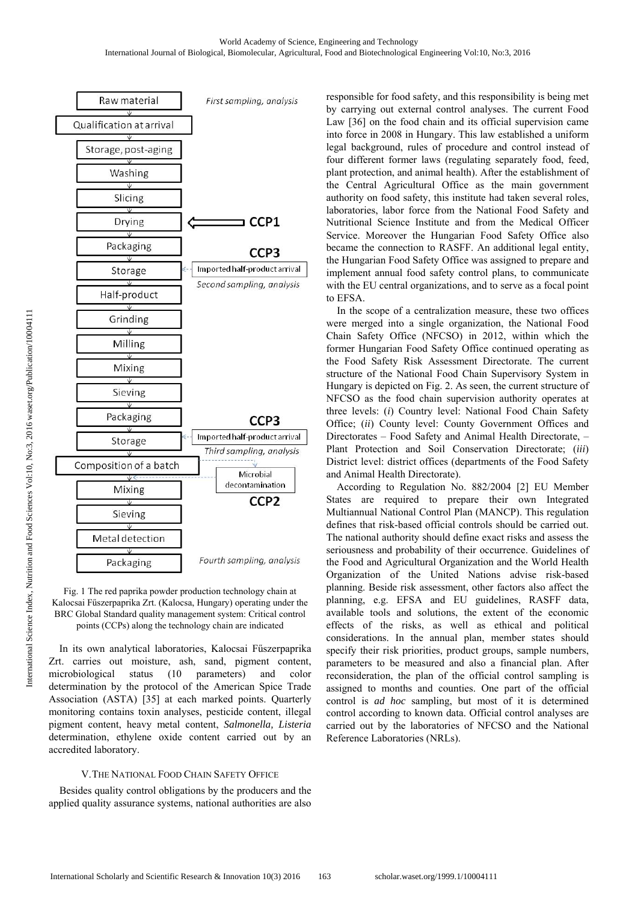Fig. 1 The red paprika powder production technology chain at Kalocsai Fűszerpaprika Zrt. (Kalocsa, Hungary) operating under the BRC Global Standard quality management system: Critical control points (CCPs) along the technology chain are indicated

In its own analytical laboratories, Kalocsai Fűszerpaprika Zrt. carries out moisture, ash, sand, pigment content, microbiological status (10 parameters) and color determination by the protocol of the American Spice Trade Association (ASTA) [35] at each marked points. Quarterly monitoring contains toxin analyses, pesticide content, illegal pigment content, heavy metal content, *Salmonella, Listeria* determination, ethylene oxide content carried out by an accredited laboratory.

## V. The National Food Chain Safety Office

Besides quality control obligations by the producers and the applied quality assurance systems, national authorities are also responsible for food safety, and this responsibility is being met by carrying out external control analyses. The current Food Law [36] on the food chain and its official supervision came into force in 2008 in Hungary. This law established a uniform legal background, rules of procedure and control instead of four different former laws (regulating separately food, feed, plant protection, and animal health). After the establishment of the Central Agricultural Office as the main government authority on food safety, this institute had taken several roles, laboratories, labor force from the National Food Safety and Nutritional Science Institute and from the Medical Officer Service. Moreover the Hungarian Food Safety Office also became the connection to RASFF. An additional legal entity, the Hungarian Food Safety Office was assigned to prepare and implement annual food safety control plans, to communicate with the EU central organizations, and to serve as a focal point to EFSA.

In the scope of a centralization measure, these two offices were merged into a single organization, the National Food Chain Safety Office (NFCSO) in 2012, within which the former Hungarian Food Safety Office continued operating as the Food Safety Risk Assessment Directorate. The current structure of the National Food Chain Supervisory System in Hungary is depicted on Fig. 2. As seen, the current structure of NFCSO as the food chain supervision authority operates at three levels: (*i*) Country level: National Food Chain Safety Office; (*ii*) County level: County Government Offices and Directorates – Food Safety and Animal Health Directorate, – Plant Protection and Soil Conservation Directorate; (*iii*) District level: district offices (departments of the Food Safety and Animal Health Directorate).

According to Regulation No. 882/2004 [2] EU Member States are required to prepare their own Integrated Multiannual National Control Plan (MANCP). This regulation defines that risk-based official controls should be carried out. The national authority should define exact risks and assess the seriousness and probability of their occurrence. Guidelines of the Food and Agricultural Organization and the World Health Organization of the United Nations advise risk-based planning. Beside risk assessment, other factors also affect the planning, e.g. EFSA and EU guidelines, RASFF data, available tools and solutions, the extent of the economic effects of the risks, as well as ethical and political considerations. In the annual plan, member states should specify their risk priorities, product groups, sample numbers, parameters to be measured and also a financial plan. After reconsideration, the plan of the official control sampling is assigned to months and counties. One part of the official control is *ad hoc* sampling, but most of it is determined control according to known data. Official control analyses are carried out by the laboratories of NFCSO and the National Reference Laboratories (NRLs).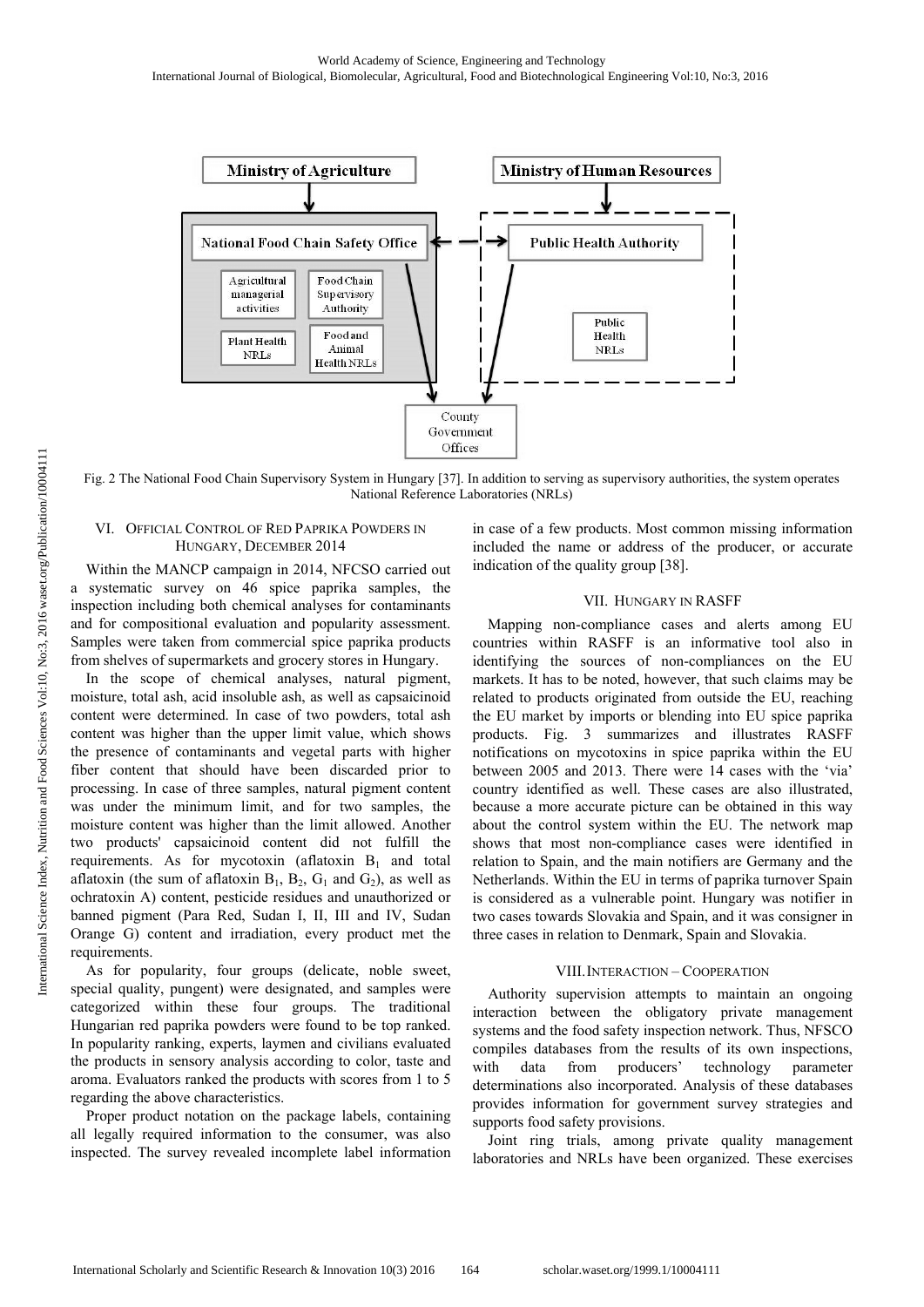Fig. 2 The National Food Chain Supervisory System in Hungary [37]. In addition to serving as supervisory authorities, the system operates National Reference Laboratories (NRLs)

## VI. Official Control of Red Paprika Powders in Hungary, December 2014

Within the MANCP campaign in 2014, NFCSO carried out a systematic survey on 46 spice paprika samples, the inspection including both chemical analyses for contaminants and for compositional evaluation and popularity assessment. Samples were taken from commercial spice paprika products from shelves of supermarkets and grocery stores in Hungary.

In the scope of chemical analyses, natural pigment, moisture, total ash, acid insoluble ash, as well as capsaicinoid content were determined. In case of two powders, total ash content was higher than the upper limit value, which shows the presence of contaminants and vegetal parts with higher fiber content that should have been discarded prior to processing. In case of three samples, natural pigment content was under the minimum limit, and for two samples, the moisture content was higher than the limit allowed. Another two products' capsaicinoid content did not fulfill the requirements. As for mycotoxin (aflatoxin $B_1$ and total aflatoxin (the sum of aflatoxin $B_1$, $B_2$, $G_1$ and $G_2$), as well as ochratoxin A) content, pesticide residues and unauthorized or banned pigment (Para Red, Sudan I, II, III and IV, Sudan Orange G) content and irradiation, every product met the requirements.

As for popularity, four groups (delicate, noble sweet, special quality, pungent) were designated, and samples were categorized within these four groups. The traditional Hungarian red paprika powders were found to be top ranked. In popularity ranking, experts, laymen and civilians evaluated the products in sensory analysis according to color, taste and aroma. Evaluators ranked the products with scores from 1 to 5 regarding the above characteristics.

Proper product notation on the package labels, containing all legally required information to the consumer, was also inspected. The survey revealed incomplete label information in case of a few products. Most common missing information included the name or address of the producer, or accurate indication of the quality group [38].

## VII. Hungary in RASFF

Mapping non-compliance cases and alerts among EU countries within RASFF is an informative tool also in identifying the sources of non-compliances on the EU markets. It has to be noted, however, that such claims may be related to products originated from outside the EU, reaching the EU market by imports or blending into EU spice paprika products. Fig. 3 summarizes and illustrates RASFF notifications on mycotoxins in spice paprika within the EU between 2005 and 2013. There were 14 cases with the 'via' country identified as well. These cases are also illustrated, because a more accurate picture can be obtained in this way about the control system within the EU. The network map shows that most non-compliance cases were identified in relation to Spain, and the main notifiers are Germany and the Netherlands. Within the EU in terms of paprika turnover Spain is considered as a vulnerable point. Hungary was notifier in two cases towards Slovakia and Spain, and it was consigner in three cases in relation to Denmark, Spain and Slovakia.

## VIII. Interaction – Cooperation

Authority supervision attempts to maintain an ongoing interaction between the obligatory private management systems and the food safety inspection network. Thus, NFSCO compiles databases from the results of its own inspections, with data from producers' technology parameter determinations also incorporated. Analysis of these databases provides information for government survey strategies and supports food safety provisions.

Joint ring trials, among private quality management laboratories and NRLs have been organized. These exercises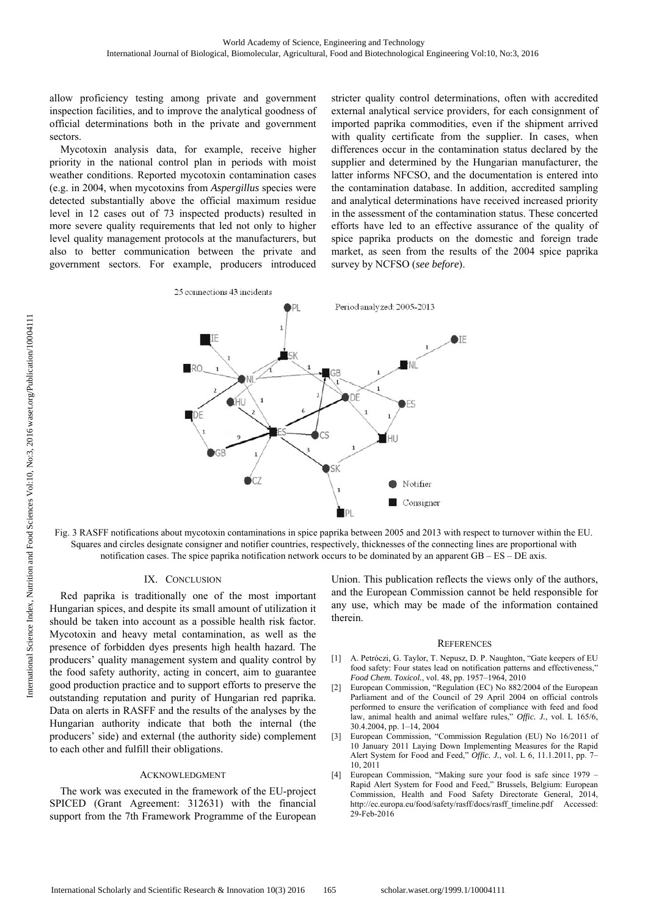allow proficiency testing among private and government inspection facilities, and to improve the analytical goodness of official determinations both in the private and government sectors.

Mycotoxin analysis data, for example, receive higher priority in the national control plan in periods with moist weather conditions. Reported mycotoxin contamination cases (e.g. in 2004, when mycotoxins from *Aspergillus* species were detected substantially above the official maximum residue level in 12 cases out of 73 inspected products) resulted in more severe quality requirements that led not only to higher level quality management protocols at the manufacturers, but also to better communication between the private and government sectors. For example, producers introduced stricter quality control determinations, often with accredited external analytical service providers, for each consignment of imported paprika commodities, even if the shipment arrived with quality certificate from the supplier. In cases, when differences occur in the contamination status declared by the supplier and determined by the Hungarian manufacturer, the latter informs NFCSO, and the documentation is entered into the contamination database. In addition, accredited sampling and analytical determinations have received increased priority in the assessment of the contamination status. These concerted efforts have led to an effective assurance of the quality of spice paprika products on the domestic and foreign trade market, as seen from the results of the 2004 spice paprika survey by NCFSO (*see before*).

Fig. 3 RASFF notifications about mycotoxin contaminations in spice paprika between 2005 and 2013 with respect to turnover within the EU. Squares and circles designate consigner and notifier countries, respectively, thicknesses of the connecting lines are proportional with notification cases. The spice paprika notification network occurs to be dominated by an apparent GB – ES – DE axis.

## IX. Conclusion

Red paprika is traditionally one of the most important Hungarian spices, and despite its small amount of utilization it should be taken into account as a possible health risk factor. Mycotoxin and heavy metal contamination, as well as the presence of forbidden dyes presents high health hazard. The producers' quality management system and quality control by the food safety authority, acting in concert, aim to guarantee good production practice and to support efforts to preserve the outstanding reputation and purity of Hungarian red paprika. Data on alerts in RASFF and the results of the analyses by the Hungarian authority indicate that both the internal (the producers' side) and external (the authority side) complement to each other and fulfill their obligations.

## Acknowledgment

The work was executed in the framework of the EU-project SPICED (Grant Agreement: 312631) with the financial support from the 7th Framework Programme of the European Union. This publication reflects the views only of the authors, and the European Commission cannot be held responsible for any use, which may be made of the information contained therein.

## References

[1] A. Petróczi, G. Taylor, T. Nepusz, D. P. Naughton, "Gate keepers of EU food safety: Four states lead on notification patterns and effectiveness," *Food Chem. Toxicol.*, vol. 48, pp. 1957–1964, 2010

[2] European Commission, "Regulation (EC) No 882/2004 of the European Parliament and of the Council of 29 April 2004 on official controls performed to ensure the verification of compliance with feed and food law, animal health and animal welfare rules," *Offic. J.*, vol. L 165/6, 30.4.2004, pp. 1–14, 2004

[3] European Commission, "Commission Regulation (EU) No 16/2011 of 10 January 2011 Laying Down Implementing Measures for the Rapid Alert System for Food and Feed," *Offic. J.*, vol. L 6, 11.1.2011, pp. 7–10, 2011

[4] European Commission, "Making sure your food is safe since 1979 – Rapid Alert System for Food and Feed," Brussels, Belgium: European Commission, Health and Food Safety Directorate General, 2014, http://ec.europa.eu/food/safety/rasff/docs/rasff_timeline.pdf Accessed: 29-Feb-2016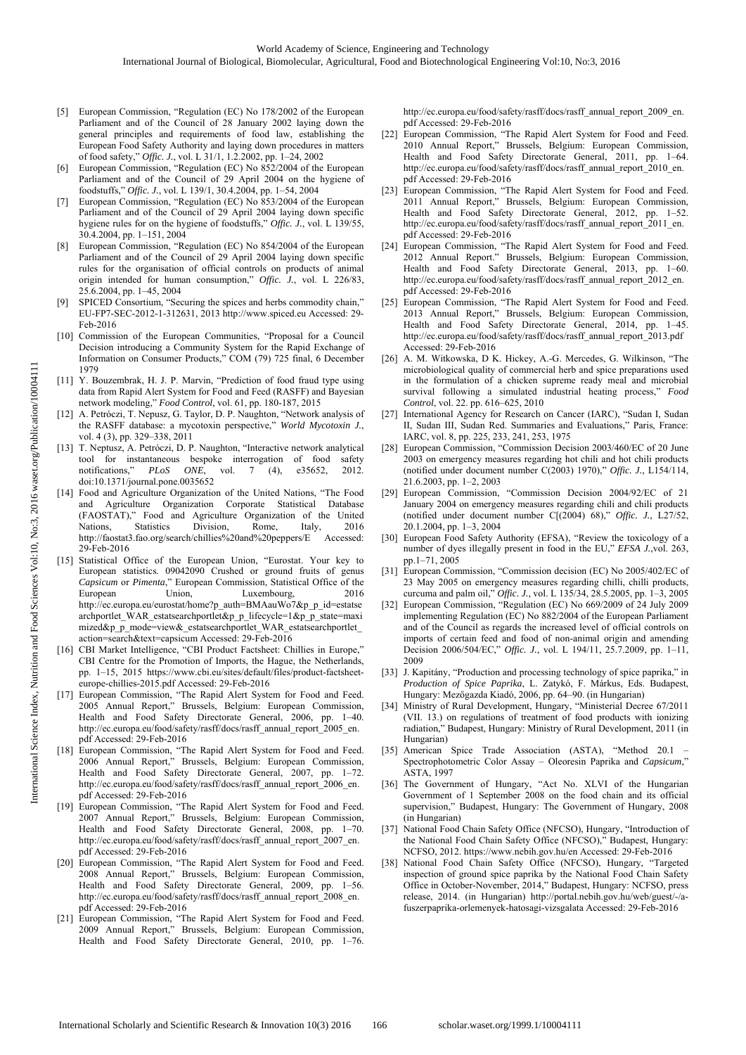[5] European Commission, "Regulation (EC) No 178/2002 of the European Parliament and of the Council of 28 January 2002 laying down the general principles and requirements of food law, establishing the European Food Safety Authority and laying down procedures in matters of food safety," *Offic. J.*, vol. L 31/1, 1.2.2002, pp. 1–24, 2002

[6] European Commission, "Regulation (EC) No 852/2004 of the European Parliament and of the Council of 29 April 2004 on the hygiene of foodstuffs," *Offic. J.*, vol. L 139/1, 30.4.2004, pp. 1–54, 2004

[7] European Commission, "Regulation (EC) No 853/2004 of the European Parliament and of the Council of 29 April 2004 laying down specific hygiene rules for on the hygiene of foodstuffs," *Offic. J.*, vol. L 139/55, 30.4.2004, pp. 1–151, 2004

[8] European Commission, "Regulation (EC) No 854/2004 of the European Parliament and of the Council of 29 April 2004 laying down specific rules for the organisation of official controls on products of animal origin intended for human consumption," *Offic. J.*, vol. L 226/83, 25.6.2004, pp. 1–45, 2004

[9] SPICED Consortium, "Securing the spices and herbs commodity chain," EU-FP7-SEC-2012-1-312631, 2013 http://www.spiced.eu Accessed: 29-Feb-2016

[10] Commission of the European Communities, "Proposal for a Council Decision introducing a Community System for the Rapid Exchange of Information on Consumer Products," COM (79) 725 final, 6 December 1979

[11] Y. Bouzembrak, H. J. P. Marvin, "Prediction of food fraud type using data from Rapid Alert System for Food and Feed (RASFF) and Bayesian network modeling," *Food Control*, vol. 61, pp. 180-187, 2015

[12] A. Petróczi, T. Nepusz, G. Taylor, D. P. Naughton, "Network analysis of the RASFF database: a mycotoxin perspective," *World Mycotoxin J.*, vol. 4 (3), pp. 329–338, 2011

[13] T. Neptusz, A. Petróczi, D. P. Naughton, "Interactive network analytical tool for instantaneous bespoke interrogation of food safety notifications," *PLoS ONE*, vol. 7 (4), e35652, 2012. doi:10.1371/journal.pone.0035652

[14] Food and Agriculture Organization of the United Nations, "The Food and Agriculture Organization Corporate Statistical Database (FAOSTAT)," Food and Agriculture Organization of the United Nations, Statistics Division, Rome, Italy, 2016 http://faostat3.fao.org/search/chillies%20and%20peppers/E Accessed: 29-Feb-2016

[15] Statistical Office of the European Union, "Eurostat. Your key to European statistics. 09042090 Crushed or ground fruits of genus *Capsicum* or *Pimenta*," European Commission, Statistical Office of the European Union, Luxembourg, 2016 http://ec.europa.eu/eurostat/home?p_auth=BMAauWo7&p_p_id=estatsearchportlet_WAR_estatsearchportlet&p_p_lifecycle=1&p_p_state=maximized&p_p_mode=view&_estatsearchportlet_WAR_estatsearchportlet_action=search&text=capsicum Accessed: 29-Feb-2016

[16] CBI Market Intelligence, "CBI Product Factsheet: Chillies in Europe," CBI Centre for the Promotion of Imports, the Hague, the Netherlands, pp. 1–15, 2015 https://www.cbi.eu/sites/default/files/product-factsheet-europe-chillies-2015.pdf Accessed: 29-Feb-2016

[17] European Commission, "The Rapid Alert System for Food and Feed. 2005 Annual Report," Brussels, Belgium: European Commission, Health and Food Safety Directorate General, 2006, pp. 1–40. http://ec.europa.eu/food/safety/rasff/docs/rasff_annual_report_2005_en.pdf Accessed: 29-Feb-2016

[18] European Commission, "The Rapid Alert System for Food and Feed. 2006 Annual Report," Brussels, Belgium: European Commission, Health and Food Safety Directorate General, 2007, pp. 1–72. http://ec.europa.eu/food/safety/rasff/docs/rasff_annual_report_2006_en.pdf Accessed: 29-Feb-2016

[19] European Commission, "The Rapid Alert System for Food and Feed. 2007 Annual Report," Brussels, Belgium: European Commission, Health and Food Safety Directorate General, 2008, pp. 1–70. http://ec.europa.eu/food/safety/rasff/docs/rasff_annual_report_2007_en.pdf Accessed: 29-Feb-2016

[20] European Commission, "The Rapid Alert System for Food and Feed. 2008 Annual Report," Brussels, Belgium: European Commission, Health and Food Safety Directorate General, 2009, pp. 1–56. http://ec.europa.eu/food/safety/rasff/docs/rasff_annual_report_2008_en.pdf Accessed: 29-Feb-2016

[21] European Commission, "The Rapid Alert System for Food and Feed. 2009 Annual Report," Brussels, Belgium: European Commission, Health and Food Safety Directorate General, 2010, pp. 1–76. http://ec.europa.eu/food/safety/rasff/docs/rasff_annual_report_2009_en.pdf Accessed: 29-Feb-2016

[22] European Commission, "The Rapid Alert System for Food and Feed. 2010 Annual Report," Brussels, Belgium: European Commission, Health and Food Safety Directorate General, 2011, pp. 1–64. http://ec.europa.eu/food/safety/rasff/docs/rasff_annual_report_2010_en.pdf Accessed: 29-Feb-2016

[23] European Commission, "The Rapid Alert System for Food and Feed. 2011 Annual Report," Brussels, Belgium: European Commission, Health and Food Safety Directorate General, 2012, pp. 1–52. http://ec.europa.eu/food/safety/rasff/docs/rasff_annual_report_2011_en.pdf Accessed: 29-Feb-2016

[24] European Commission, "The Rapid Alert System for Food and Feed. 2012 Annual Report." Brussels, Belgium: European Commission, Health and Food Safety Directorate General, 2013, pp. 1–60. http://ec.europa.eu/food/safety/rasff/docs/rasff_annual_report_2012_en.pdf Accessed: 29-Feb-2016

[25] European Commission, "The Rapid Alert System for Food and Feed. 2013 Annual Report," Brussels, Belgium: European Commission, Health and Food Safety Directorate General, 2014, pp. 1–45. http://ec.europa.eu/food/safety/rasff/docs/rasff_annual_report_2013.pdf Accessed: 29-Feb-2016

[26] A. M. Witkowska, D K. Hickey, A.-G. Mercedes, G. Wilkinson, "The microbiological quality of commercial herb and spice preparations used in the formulation of a chicken supreme ready meal and microbial survival following a simulated industrial heating process," *Food Control*, vol. 22. pp. 616–625, 2010

[27] International Agency for Research on Cancer (IARC), "Sudan I, Sudan II, Sudan Red. Summaries and Evaluations," Paris, France: IARC, vol. 8, pp. 225, 233, 241, 253, 1975

[28] European Commission, "Commission Decision 2003/460/EC of 20 June 2003 on emergency measures regarding hot chili and hot chili products (notified under document number C(2003) 1970)," *Offic. J.*, L154/114, 21.6.2003, pp. 1–2, 2003

[29] European Commission, "Commission Decision 2004/92/EC of 21 January 2004 on emergency measures regarding chili and chili products (notified under document number C[(2004) 68)," *Offic. J.*, L27/52, 20.1.2004, pp. 1–3, 2004

[30] European Food Safety Authority (EFSA), "Review the toxicology of a number of dyes illegally present in food in the EU," *EFSA J.*,vol. 263, pp.1–71, 2005

[31] European Commission, "Commission decision (EC) No 2005/402/EC of 23 May 2005 on emergency measures regarding chilli, chilli products, curcuma and palm oil," *Offic. J.*, vol. L 135/34, 28.5.2005, pp. 1–3, 2005

[32] European Commission, "Regulation (EC) No 669/2009 of 24 July 2009 implementing Regulation (EC) No 882/2004 of the European Parliament and of the Council as regards the increased level of official controls on imports of certain feed and food of non-animal origin and amending Decision 2006/504/EC," *Offic. J.*, vol. L 194/11, 25.7.2009, pp. 1–11, 2009

[33] J. Kapitány, "Production and processing technology of spice paprika," in *Production of Spice Paprika*, L. Zatykó, F. Márkus, Eds. Budapest, Hungary: Mezőgazda Kiadó, 2006, pp. 64–90. (in Hungarian)

[34] Ministry of Rural Development, Hungary, "Ministerial Decree 67/2011 (VII. 13.) on regulations of treatment of food products with ionizing radiation," Budapest, Hungary: Ministry of Rural Development, 2011 (in Hungarian)

[35] American Spice Trade Association (ASTA), "Method 20.1 – Spectrophotometric Color Assay – Oleoresin Paprika and *Capsicum*," ASTA, 1997

[36] The Government of Hungary, "Act No. XLVI of the Hungarian Government of 1 September 2008 on the food chain and its official supervision," Budapest, Hungary: The Government of Hungary, 2008 (in Hungarian)

[37] National Food Chain Safety Office (NFCSO), Hungary, "Introduction of the National Food Chain Safety Office (NFCSO)," Budapest, Hungary: NCFSO, 2012. https://www.nebih.gov.hu/en Accessed: 29-Feb-2016

[38] National Food Chain Safety Office (NFCSO), Hungary, "Targeted inspection of ground spice paprika by the National Food Chain Safety Office in October-November, 2014," Budapest, Hungary: NCFSO, press release, 2014. (in Hungarian) http://portal.nebih.gov.hu/web/guest/-/a-fuszerpaprika-orlemenyek-hatosagi-vizsgalata Accessed: 29-Feb-2016